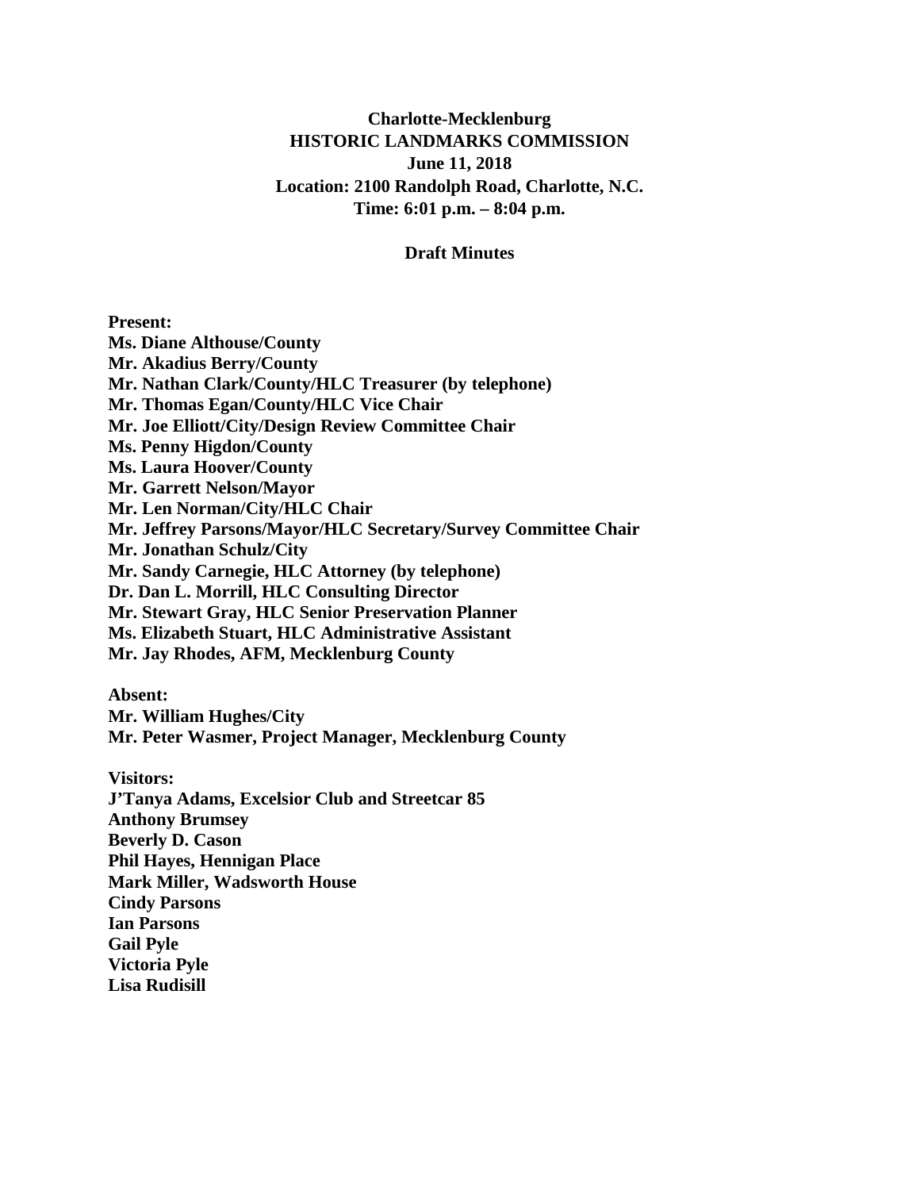**Charlotte-Mecklenburg**
**HISTORIC LANDMARKS COMMISSION**
**June 11, 2018**
**Location: 2100 Randolph Road, Charlotte, N.C.**
**Time: 6:01 p.m. – 8:04 p.m.**

**Draft Minutes**

**Present:**
**Ms. Diane Althouse/County**
**Mr. Akadius Berry/County**
**Mr. Nathan Clark/County/HLC Treasurer (by telephone)**
**Mr. Thomas Egan/County/HLC Vice Chair**
**Mr. Joe Elliott/City/Design Review Committee Chair**
**Ms. Penny Higdon/County**
**Ms. Laura Hoover/County**
**Mr. Garrett Nelson/Mayor**
**Mr. Len Norman/City/HLC Chair**
**Mr. Jeffrey Parsons/Mayor/HLC Secretary/Survey Committee Chair**
**Mr. Jonathan Schulz/City**
**Mr. Sandy Carnegie, HLC Attorney (by telephone)**
**Dr. Dan L. Morrill, HLC Consulting Director**
**Mr. Stewart Gray, HLC Senior Preservation Planner**
**Ms. Elizabeth Stuart, HLC Administrative Assistant**
**Mr. Jay Rhodes, AFM, Mecklenburg County**

**Absent:**
**Mr. William Hughes/City**
**Mr. Peter Wasmer, Project Manager, Mecklenburg County**

**Visitors:**
**J'Tanya Adams, Excelsior Club and Streetcar 85**
**Anthony Brumsey**
**Beverly D. Cason**
**Phil Hayes, Hennigan Place**
**Mark Miller, Wadsworth House**
**Cindy Parsons**
**Ian Parsons**
**Gail Pyle**
**Victoria Pyle**
**Lisa Rudisill**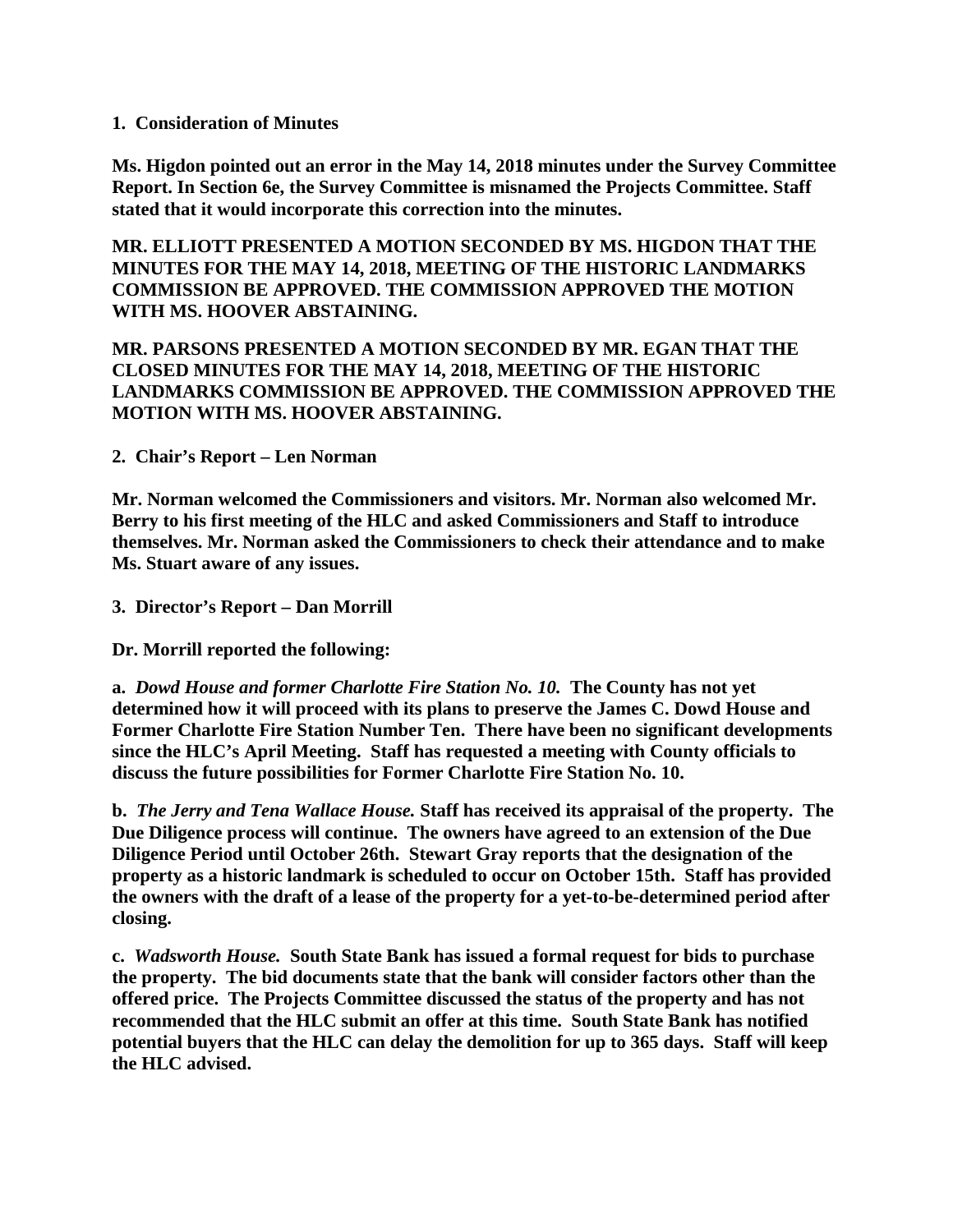**1. Consideration of Minutes**

**Ms. Higdon pointed out an error in the May 14, 2018 minutes under the Survey Committee Report. In Section 6e, the Survey Committee is misnamed the Projects Committee. Staff stated that it would incorporate this correction into the minutes.**

**MR. ELLIOTT PRESENTED A MOTION SECONDED BY MS. HIGDON THAT THE MINUTES FOR THE MAY 14, 2018, MEETING OF THE HISTORIC LANDMARKS COMMISSION BE APPROVED. THE COMMISSION APPROVED THE MOTION WITH MS. HOOVER ABSTAINING.**

**MR. PARSONS PRESENTED A MOTION SECONDED BY MR. EGAN THAT THE CLOSED MINUTES FOR THE MAY 14, 2018, MEETING OF THE HISTORIC LANDMARKS COMMISSION BE APPROVED. THE COMMISSION APPROVED THE MOTION WITH MS. HOOVER ABSTAINING.**

**2. Chair's Report – Len Norman**

**Mr. Norman welcomed the Commissioners and visitors. Mr. Norman also welcomed Mr. Berry to his first meeting of the HLC and asked Commissioners and Staff to introduce themselves. Mr. Norman asked the Commissioners to check their attendance and to make Ms. Stuart aware of any issues.**

**3. Director's Report – Dan Morrill**

**Dr. Morrill reported the following:**

**a.** ***Dowd House and former Charlotte Fire Station No. 10.*** **The County has not yet determined how it will proceed with its plans to preserve the James C. Dowd House and Former Charlotte Fire Station Number Ten. There have been no significant developments since the HLC's April Meeting. Staff has requested a meeting with County officials to discuss the future possibilities for Former Charlotte Fire Station No. 10.**

**b.** ***The Jerry and Tena Wallace House.*** **Staff has received its appraisal of the property. The Due Diligence process will continue. The owners have agreed to an extension of the Due Diligence Period until October 26th. Stewart Gray reports that the designation of the property as a historic landmark is scheduled to occur on October 15th. Staff has provided the owners with the draft of a lease of the property for a yet-to-be-determined period after closing.**

**c.** ***Wadsworth House.*** **South State Bank has issued a formal request for bids to purchase the property. The bid documents state that the bank will consider factors other than the offered price. The Projects Committee discussed the status of the property and has not recommended that the HLC submit an offer at this time. South State Bank has notified potential buyers that the HLC can delay the demolition for up to 365 days. Staff will keep the HLC advised.**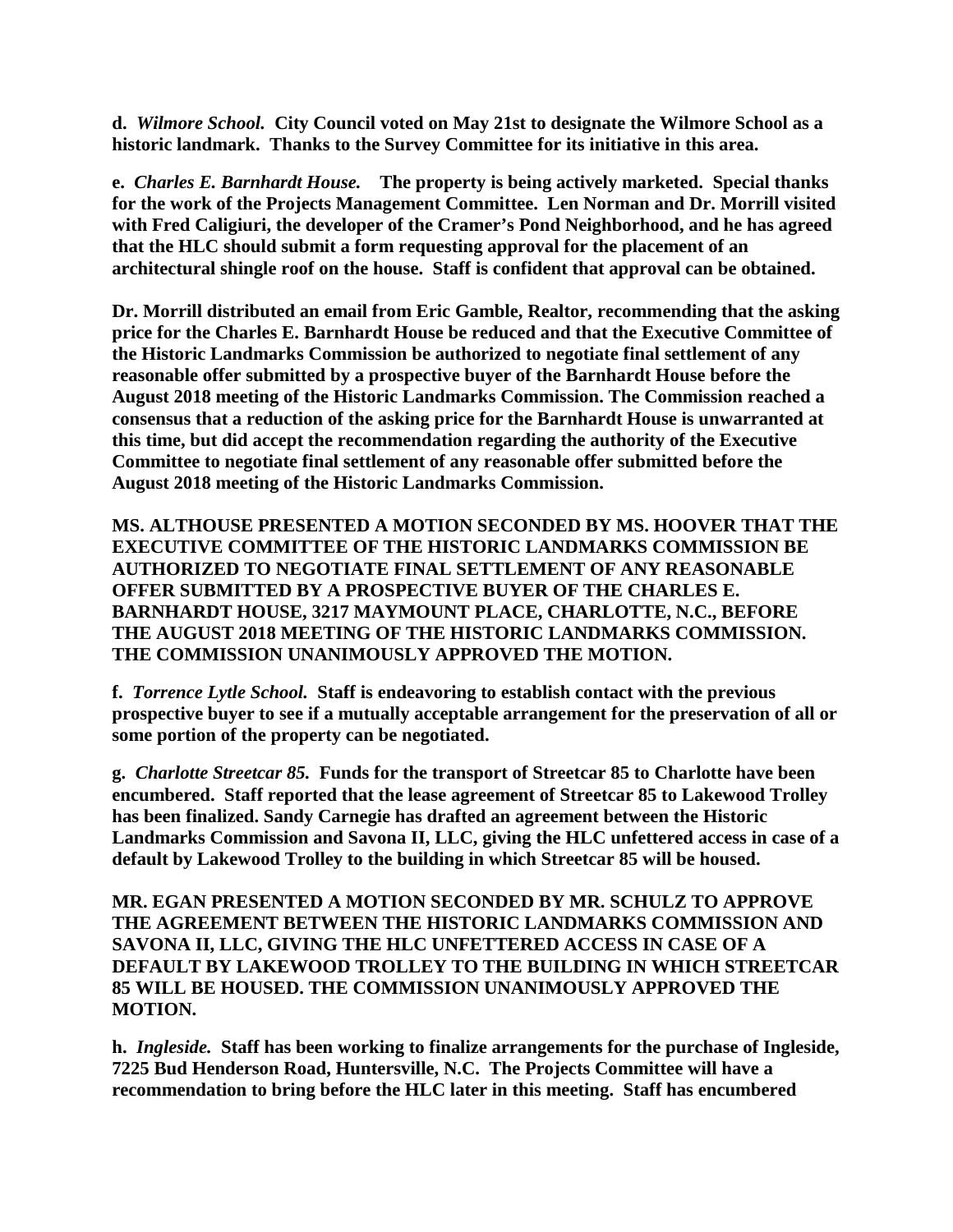**d.** ***Wilmore School.*** **City Council voted on May 21st to designate the Wilmore School as a historic landmark. Thanks to the Survey Committee for its initiative in this area.**

**e.** ***Charles E. Barnhardt House.*** **The property is being actively marketed. Special thanks for the work of the Projects Management Committee. Len Norman and Dr. Morrill visited with Fred Caligiuri, the developer of the Cramer's Pond Neighborhood, and he has agreed that the HLC should submit a form requesting approval for the placement of an architectural shingle roof on the house. Staff is confident that approval can be obtained.**

**Dr. Morrill distributed an email from Eric Gamble, Realtor, recommending that the asking price for the Charles E. Barnhardt House be reduced and that the Executive Committee of the Historic Landmarks Commission be authorized to negotiate final settlement of any reasonable offer submitted by a prospective buyer of the Barnhardt House before the August 2018 meeting of the Historic Landmarks Commission. The Commission reached a consensus that a reduction of the asking price for the Barnhardt House is unwarranted at this time, but did accept the recommendation regarding the authority of the Executive Committee to negotiate final settlement of any reasonable offer submitted before the August 2018 meeting of the Historic Landmarks Commission.**

**MS. ALTHOUSE PRESENTED A MOTION SECONDED BY MS. HOOVER THAT THE EXECUTIVE COMMITTEE OF THE HISTORIC LANDMARKS COMMISSION BE AUTHORIZED TO NEGOTIATE FINAL SETTLEMENT OF ANY REASONABLE OFFER SUBMITTED BY A PROSPECTIVE BUYER OF THE CHARLES E. BARNHARDT HOUSE, 3217 MAYMOUNT PLACE, CHARLOTTE, N.C., BEFORE THE AUGUST 2018 MEETING OF THE HISTORIC LANDMARKS COMMISSION. THE COMMISSION UNANIMOUSLY APPROVED THE MOTION.**

**f.** ***Torrence Lytle School.*** **Staff is endeavoring to establish contact with the previous prospective buyer to see if a mutually acceptable arrangement for the preservation of all or some portion of the property can be negotiated.**

**g.** ***Charlotte Streetcar 85.*** **Funds for the transport of Streetcar 85 to Charlotte have been encumbered. Staff reported that the lease agreement of Streetcar 85 to Lakewood Trolley has been finalized. Sandy Carnegie has drafted an agreement between the Historic Landmarks Commission and Savona II, LLC, giving the HLC unfettered access in case of a default by Lakewood Trolley to the building in which Streetcar 85 will be housed.**

**MR. EGAN PRESENTED A MOTION SECONDED BY MR. SCHULZ TO APPROVE THE AGREEMENT BETWEEN THE HISTORIC LANDMARKS COMMISSION AND SAVONA II, LLC, GIVING THE HLC UNFETTERED ACCESS IN CASE OF A DEFAULT BY LAKEWOOD TROLLEY TO THE BUILDING IN WHICH STREETCAR 85 WILL BE HOUSED. THE COMMISSION UNANIMOUSLY APPROVED THE MOTION.**

**h.** ***Ingleside.*** **Staff has been working to finalize arrangements for the purchase of Ingleside, 7225 Bud Henderson Road, Huntersville, N.C. The Projects Committee will have a recommendation to bring before the HLC later in this meeting. Staff has encumbered**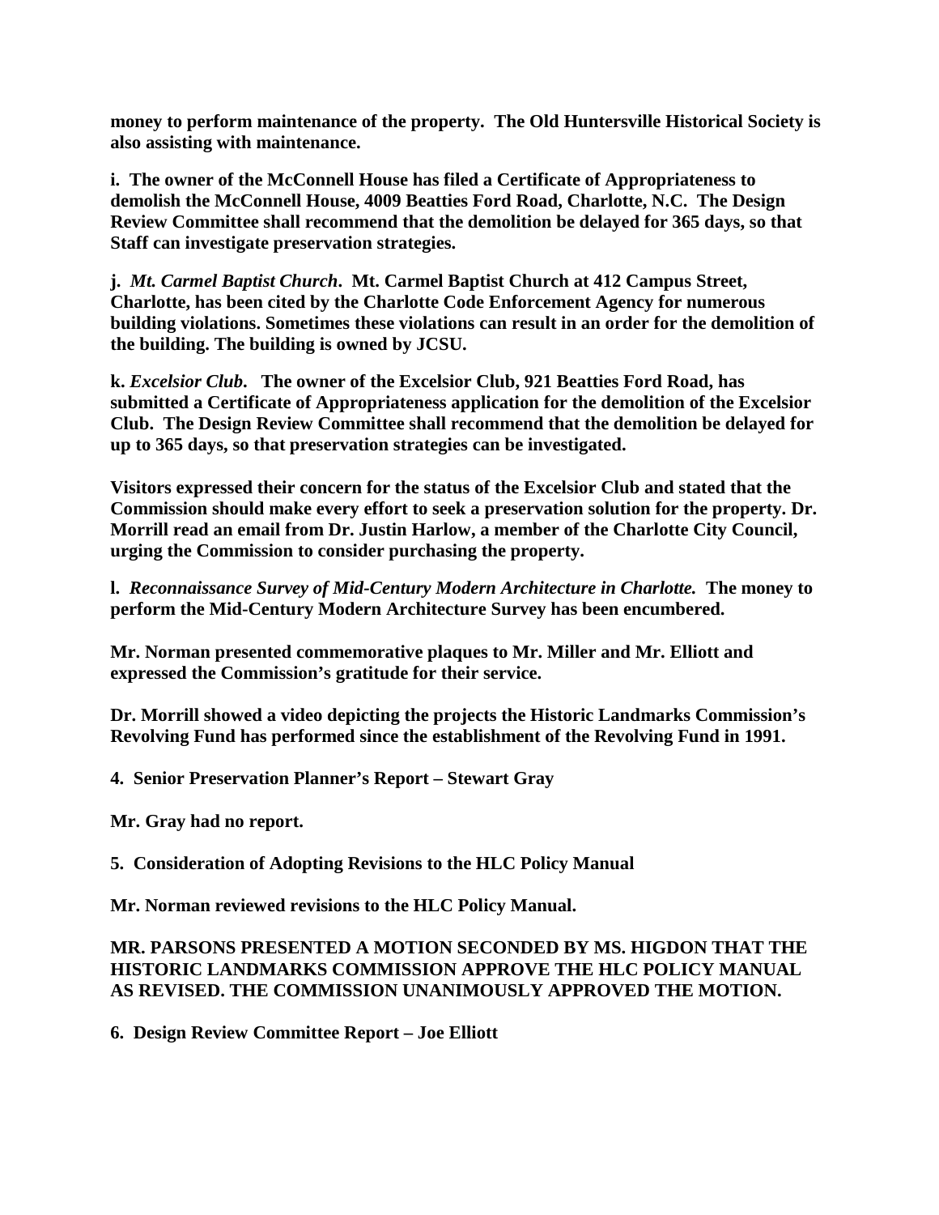**money to perform maintenance of the property. The Old Huntersville Historical Society is also assisting with maintenance.**

**i. The owner of the McConnell House has filed a Certificate of Appropriateness to demolish the McConnell House, 4009 Beatties Ford Road, Charlotte, N.C. The Design Review Committee shall recommend that the demolition be delayed for 365 days, so that Staff can investigate preservation strategies.**

**j. *Mt. Carmel Baptist Church*. Mt. Carmel Baptist Church at 412 Campus Street, Charlotte, has been cited by the Charlotte Code Enforcement Agency for numerous building violations. Sometimes these violations can result in an order for the demolition of the building. The building is owned by JCSU.**

**k. *Excelsior Club*. The owner of the Excelsior Club, 921 Beatties Ford Road, has submitted a Certificate of Appropriateness application for the demolition of the Excelsior Club. The Design Review Committee shall recommend that the demolition be delayed for up to 365 days, so that preservation strategies can be investigated.**

**Visitors expressed their concern for the status of the Excelsior Club and stated that the Commission should make every effort to seek a preservation solution for the property. Dr. Morrill read an email from Dr. Justin Harlow, a member of the Charlotte City Council, urging the Commission to consider purchasing the property.**

**l. *Reconnaissance Survey of Mid-Century Modern Architecture in Charlotte.* The money to perform the Mid-Century Modern Architecture Survey has been encumbered.**

**Mr. Norman presented commemorative plaques to Mr. Miller and Mr. Elliott and expressed the Commission's gratitude for their service.**

**Dr. Morrill showed a video depicting the projects the Historic Landmarks Commission's Revolving Fund has performed since the establishment of the Revolving Fund in 1991.**

**4. Senior Preservation Planner's Report – Stewart Gray**

**Mr. Gray had no report.**

**5. Consideration of Adopting Revisions to the HLC Policy Manual**

**Mr. Norman reviewed revisions to the HLC Policy Manual.**

**MR. PARSONS PRESENTED A MOTION SECONDED BY MS. HIGDON THAT THE HISTORIC LANDMARKS COMMISSION APPROVE THE HLC POLICY MANUAL AS REVISED. THE COMMISSION UNANIMOUSLY APPROVED THE MOTION.**

**6. Design Review Committee Report – Joe Elliott**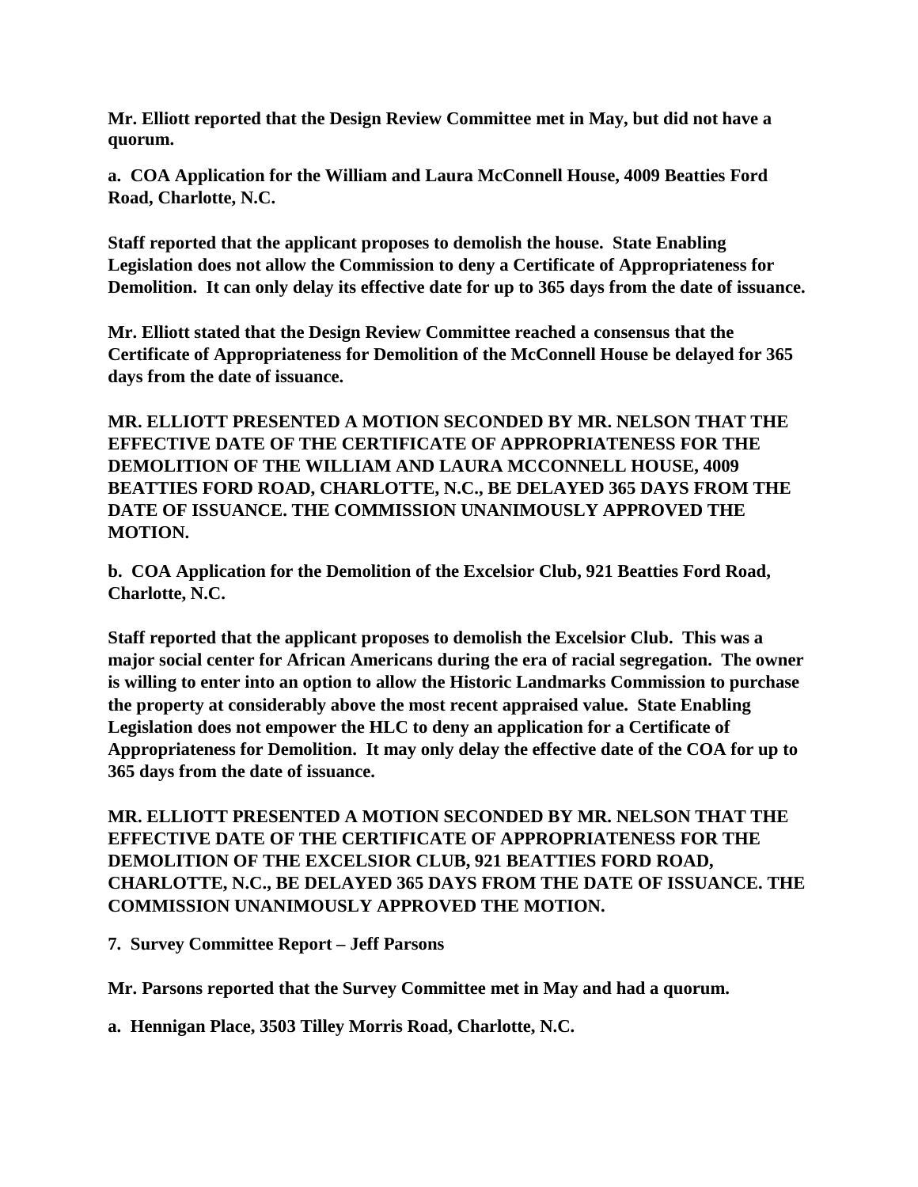**Mr. Elliott reported that the Design Review Committee met in May, but did not have a quorum.**

**a. COA Application for the William and Laura McConnell House, 4009 Beatties Ford Road, Charlotte, N.C.**

**Staff reported that the applicant proposes to demolish the house. State Enabling Legislation does not allow the Commission to deny a Certificate of Appropriateness for Demolition. It can only delay its effective date for up to 365 days from the date of issuance.**

**Mr. Elliott stated that the Design Review Committee reached a consensus that the Certificate of Appropriateness for Demolition of the McConnell House be delayed for 365 days from the date of issuance.**

**MR. ELLIOTT PRESENTED A MOTION SECONDED BY MR. NELSON THAT THE EFFECTIVE DATE OF THE CERTIFICATE OF APPROPRIATENESS FOR THE DEMOLITION OF THE WILLIAM AND LAURA MCCONNELL HOUSE, 4009 BEATTIES FORD ROAD, CHARLOTTE, N.C., BE DELAYED 365 DAYS FROM THE DATE OF ISSUANCE. THE COMMISSION UNANIMOUSLY APPROVED THE MOTION.**

**b. COA Application for the Demolition of the Excelsior Club, 921 Beatties Ford Road, Charlotte, N.C.**

**Staff reported that the applicant proposes to demolish the Excelsior Club. This was a major social center for African Americans during the era of racial segregation. The owner is willing to enter into an option to allow the Historic Landmarks Commission to purchase the property at considerably above the most recent appraised value. State Enabling Legislation does not empower the HLC to deny an application for a Certificate of Appropriateness for Demolition. It may only delay the effective date of the COA for up to 365 days from the date of issuance.**

**MR. ELLIOTT PRESENTED A MOTION SECONDED BY MR. NELSON THAT THE EFFECTIVE DATE OF THE CERTIFICATE OF APPROPRIATENESS FOR THE DEMOLITION OF THE EXCELSIOR CLUB, 921 BEATTIES FORD ROAD, CHARLOTTE, N.C., BE DELAYED 365 DAYS FROM THE DATE OF ISSUANCE. THE COMMISSION UNANIMOUSLY APPROVED THE MOTION.**

**7. Survey Committee Report – Jeff Parsons**

**Mr. Parsons reported that the Survey Committee met in May and had a quorum.**

**a. Hennigan Place, 3503 Tilley Morris Road, Charlotte, N.C.**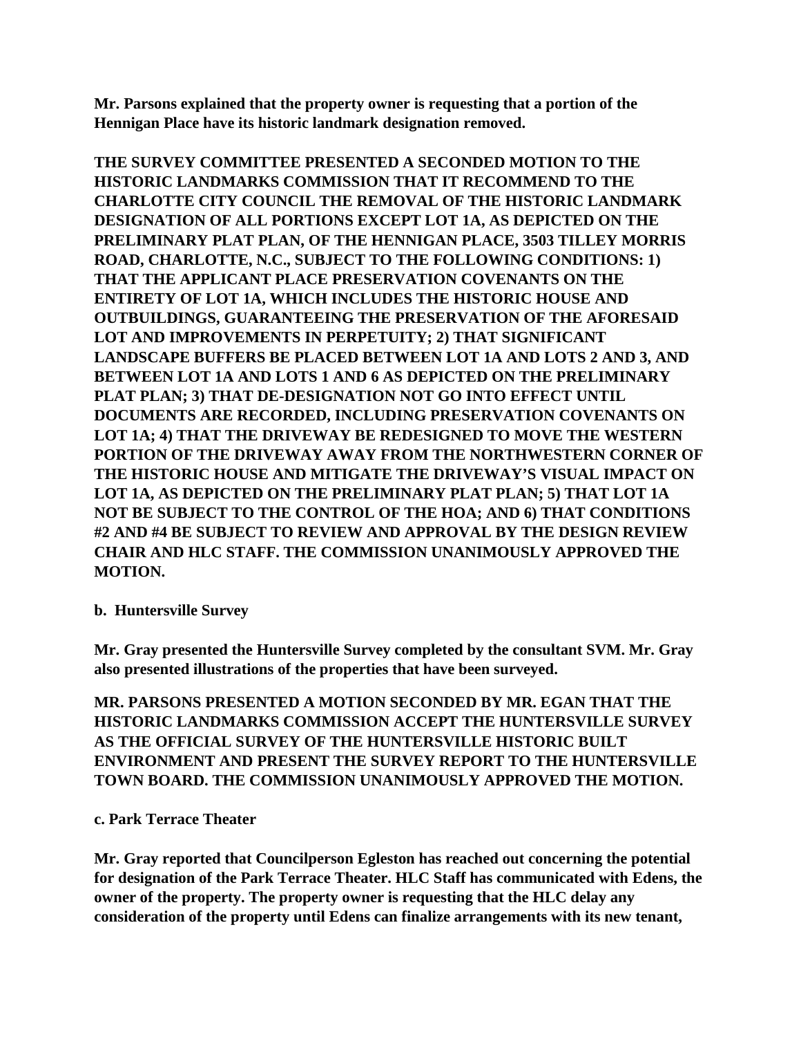**Mr. Parsons explained that the property owner is requesting that a portion of the Hennigan Place have its historic landmark designation removed.**

**THE SURVEY COMMITTEE PRESENTED A SECONDED MOTION TO THE HISTORIC LANDMARKS COMMISSION THAT IT RECOMMEND TO THE CHARLOTTE CITY COUNCIL THE REMOVAL OF THE HISTORIC LANDMARK DESIGNATION OF ALL PORTIONS EXCEPT LOT 1A, AS DEPICTED ON THE PRELIMINARY PLAT PLAN, OF THE HENNIGAN PLACE, 3503 TILLEY MORRIS ROAD, CHARLOTTE, N.C., SUBJECT TO THE FOLLOWING CONDITIONS: 1) THAT THE APPLICANT PLACE PRESERVATION COVENANTS ON THE ENTIRETY OF LOT 1A, WHICH INCLUDES THE HISTORIC HOUSE AND OUTBUILDINGS, GUARANTEEING THE PRESERVATION OF THE AFORESAID LOT AND IMPROVEMENTS IN PERPETUITY; 2) THAT SIGNIFICANT LANDSCAPE BUFFERS BE PLACED BETWEEN LOT 1A AND LOTS 2 AND 3, AND BETWEEN LOT 1A AND LOTS 1 AND 6 AS DEPICTED ON THE PRELIMINARY PLAT PLAN; 3) THAT DE-DESIGNATION NOT GO INTO EFFECT UNTIL DOCUMENTS ARE RECORDED, INCLUDING PRESERVATION COVENANTS ON LOT 1A; 4) THAT THE DRIVEWAY BE REDESIGNED TO MOVE THE WESTERN PORTION OF THE DRIVEWAY AWAY FROM THE NORTHWESTERN CORNER OF THE HISTORIC HOUSE AND MITIGATE THE DRIVEWAY'S VISUAL IMPACT ON LOT 1A, AS DEPICTED ON THE PRELIMINARY PLAT PLAN; 5) THAT LOT 1A NOT BE SUBJECT TO THE CONTROL OF THE HOA; AND 6) THAT CONDITIONS #2 AND #4 BE SUBJECT TO REVIEW AND APPROVAL BY THE DESIGN REVIEW CHAIR AND HLC STAFF. THE COMMISSION UNANIMOUSLY APPROVED THE MOTION.**

**b. Huntersville Survey**

**Mr. Gray presented the Huntersville Survey completed by the consultant SVM. Mr. Gray also presented illustrations of the properties that have been surveyed.**

**MR. PARSONS PRESENTED A MOTION SECONDED BY MR. EGAN THAT THE HISTORIC LANDMARKS COMMISSION ACCEPT THE HUNTERSVILLE SURVEY AS THE OFFICIAL SURVEY OF THE HUNTERSVILLE HISTORIC BUILT ENVIRONMENT AND PRESENT THE SURVEY REPORT TO THE HUNTERSVILLE TOWN BOARD. THE COMMISSION UNANIMOUSLY APPROVED THE MOTION.**

**c. Park Terrace Theater**

**Mr. Gray reported that Councilperson Egleston has reached out concerning the potential for designation of the Park Terrace Theater. HLC Staff has communicated with Edens, the owner of the property. The property owner is requesting that the HLC delay any consideration of the property until Edens can finalize arrangements with its new tenant,**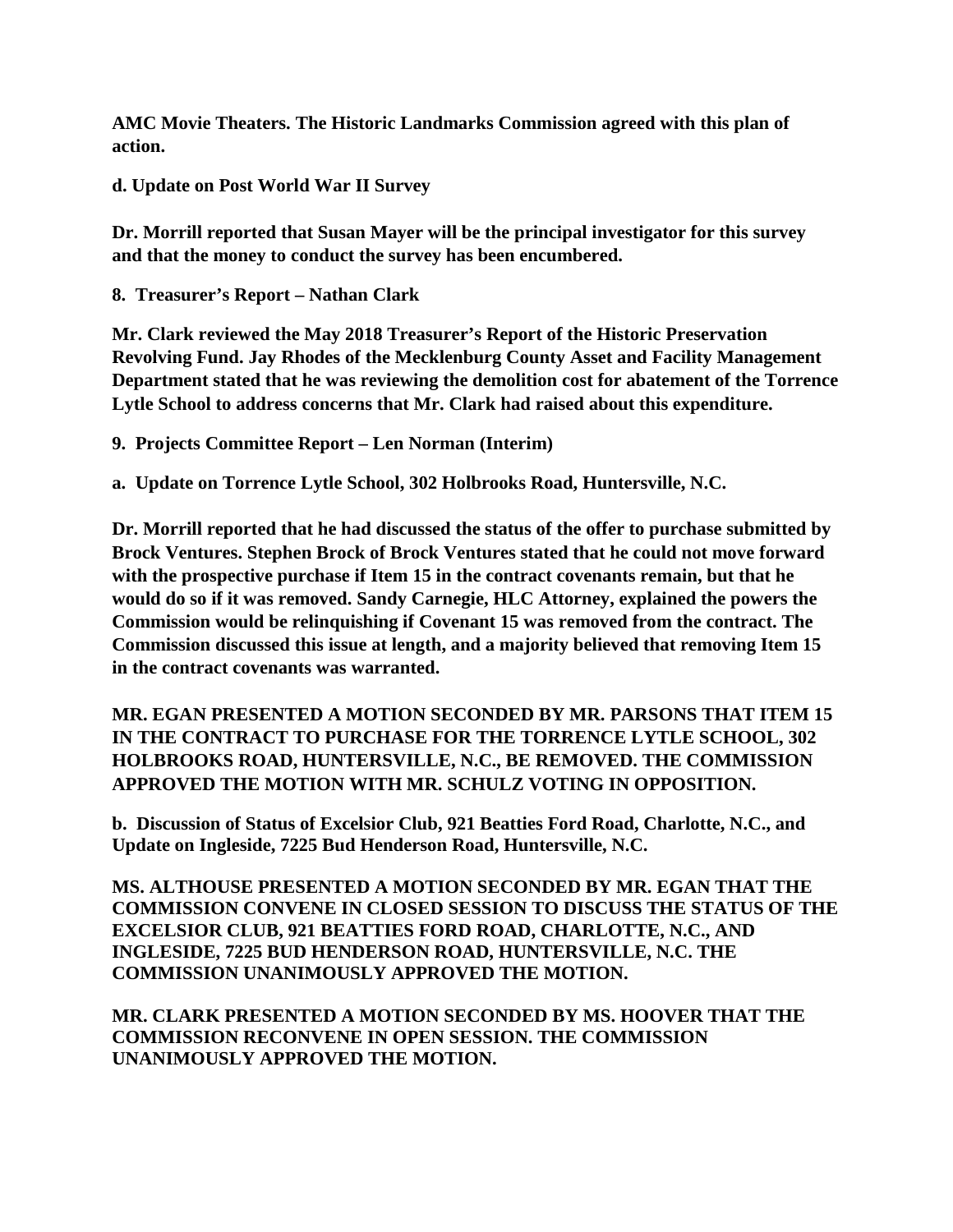**AMC Movie Theaters. The Historic Landmarks Commission agreed with this plan of action.**

**d. Update on Post World War II Survey**

**Dr. Morrill reported that Susan Mayer will be the principal investigator for this survey and that the money to conduct the survey has been encumbered.**

**8. Treasurer's Report – Nathan Clark**

**Mr. Clark reviewed the May 2018 Treasurer's Report of the Historic Preservation Revolving Fund. Jay Rhodes of the Mecklenburg County Asset and Facility Management Department stated that he was reviewing the demolition cost for abatement of the Torrence Lytle School to address concerns that Mr. Clark had raised about this expenditure.**

**9. Projects Committee Report – Len Norman (Interim)**

**a. Update on Torrence Lytle School, 302 Holbrooks Road, Huntersville, N.C.**

**Dr. Morrill reported that he had discussed the status of the offer to purchase submitted by Brock Ventures. Stephen Brock of Brock Ventures stated that he could not move forward with the prospective purchase if Item 15 in the contract covenants remain, but that he would do so if it was removed. Sandy Carnegie, HLC Attorney, explained the powers the Commission would be relinquishing if Covenant 15 was removed from the contract. The Commission discussed this issue at length, and a majority believed that removing Item 15 in the contract covenants was warranted.**

**MR. EGAN PRESENTED A MOTION SECONDED BY MR. PARSONS THAT ITEM 15 IN THE CONTRACT TO PURCHASE FOR THE TORRENCE LYTLE SCHOOL, 302 HOLBROOKS ROAD, HUNTERSVILLE, N.C., BE REMOVED. THE COMMISSION APPROVED THE MOTION WITH MR. SCHULZ VOTING IN OPPOSITION.**

**b. Discussion of Status of Excelsior Club, 921 Beatties Ford Road, Charlotte, N.C., and Update on Ingleside, 7225 Bud Henderson Road, Huntersville, N.C.**

**MS. ALTHOUSE PRESENTED A MOTION SECONDED BY MR. EGAN THAT THE COMMISSION CONVENE IN CLOSED SESSION TO DISCUSS THE STATUS OF THE EXCELSIOR CLUB, 921 BEATTIES FORD ROAD, CHARLOTTE, N.C., AND INGLESIDE, 7225 BUD HENDERSON ROAD, HUNTERSVILLE, N.C. THE COMMISSION UNANIMOUSLY APPROVED THE MOTION.**

**MR. CLARK PRESENTED A MOTION SECONDED BY MS. HOOVER THAT THE COMMISSION RECONVENE IN OPEN SESSION. THE COMMISSION UNANIMOUSLY APPROVED THE MOTION.**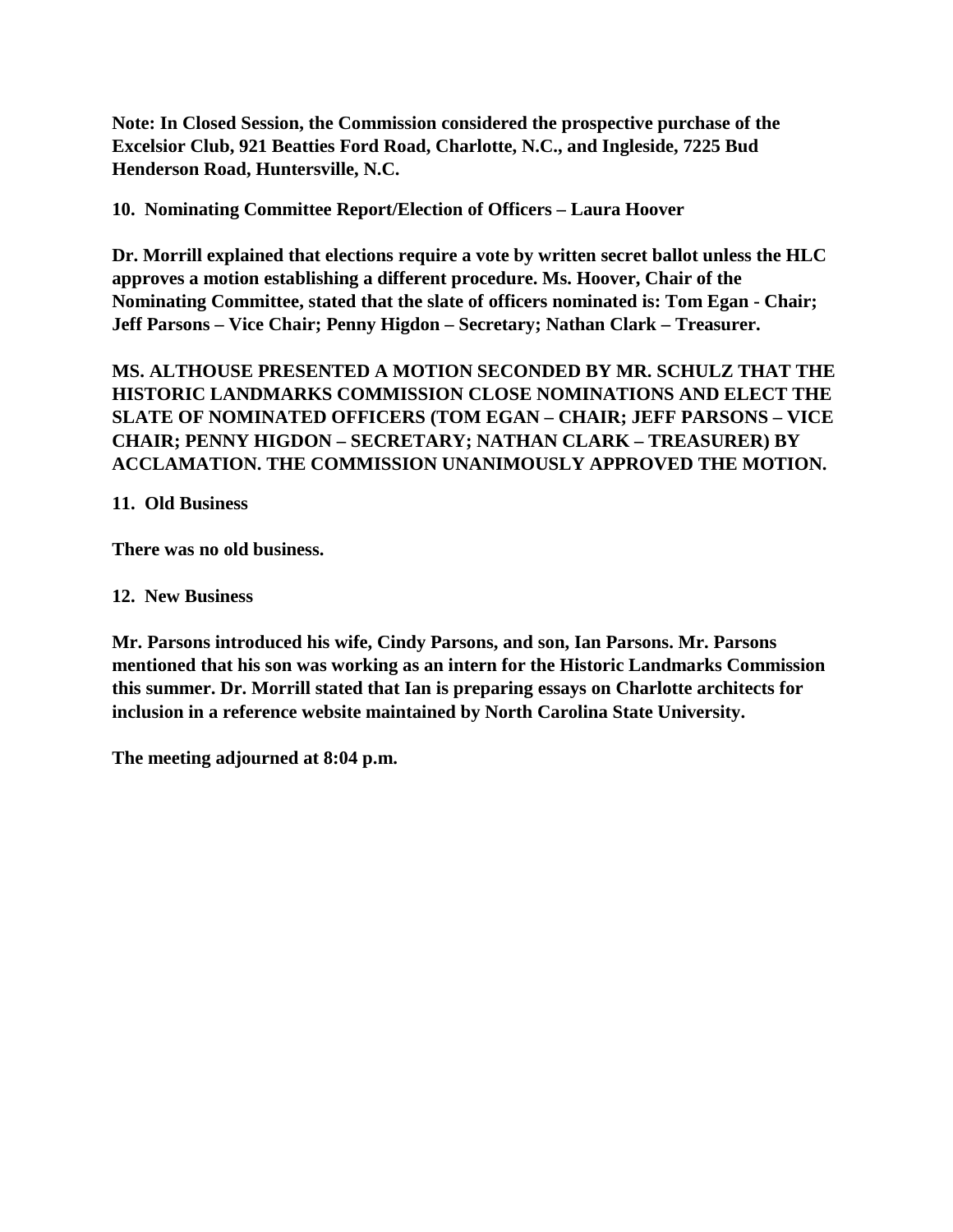**Note: In Closed Session, the Commission considered the prospective purchase of the Excelsior Club, 921 Beatties Ford Road, Charlotte, N.C., and Ingleside, 7225 Bud Henderson Road, Huntersville, N.C.**

**10. Nominating Committee Report/Election of Officers – Laura Hoover**

**Dr. Morrill explained that elections require a vote by written secret ballot unless the HLC approves a motion establishing a different procedure. Ms. Hoover, Chair of the Nominating Committee, stated that the slate of officers nominated is: Tom Egan - Chair; Jeff Parsons – Vice Chair; Penny Higdon – Secretary; Nathan Clark – Treasurer.**

**MS. ALTHOUSE PRESENTED A MOTION SECONDED BY MR. SCHULZ THAT THE HISTORIC LANDMARKS COMMISSION CLOSE NOMINATIONS AND ELECT THE SLATE OF NOMINATED OFFICERS (TOM EGAN – CHAIR; JEFF PARSONS – VICE CHAIR; PENNY HIGDON – SECRETARY; NATHAN CLARK – TREASURER) BY ACCLAMATION. THE COMMISSION UNANIMOUSLY APPROVED THE MOTION.**

**11. Old Business**

**There was no old business.**

**12. New Business**

**Mr. Parsons introduced his wife, Cindy Parsons, and son, Ian Parsons. Mr. Parsons mentioned that his son was working as an intern for the Historic Landmarks Commission this summer. Dr. Morrill stated that Ian is preparing essays on Charlotte architects for inclusion in a reference website maintained by North Carolina State University.**

**The meeting adjourned at 8:04 p.m.**